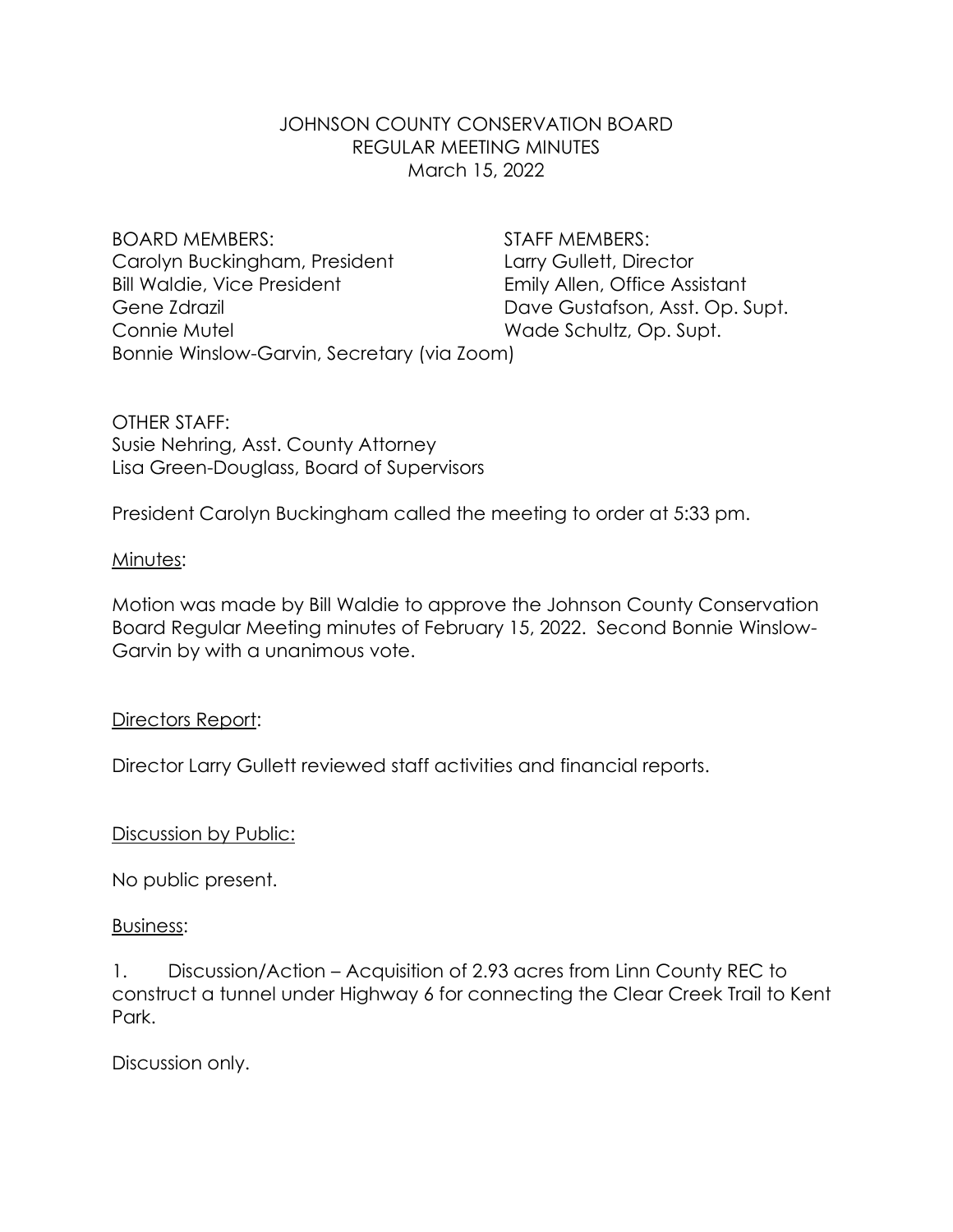# JOHNSON COUNTY CONSERVATION BOARD
## REGULAR MEETING MINUTES
### March 15, 2022

| BOARD MEMBERS: | STAFF MEMBERS: |
|---|---|
| Carolyn Buckingham, President | Larry Gullett, Director |
| Bill Waldie, Vice President | Emily Allen, Office Assistant |
| Gene Zdrazil | Dave Gustafson, Asst. Op. Supt. |
| Connie Mutel | Wade Schultz, Op. Supt. |
| Bonnie Winslow-Garvin, Secretary (via Zoom) | |

OTHER STAFF:
Susie Nehring, Asst. County Attorney
Lisa Green-Douglass, Board of Supervisors

President Carolyn Buckingham called the meeting to order at 5:33 pm.

Minutes:

Motion was made by Bill Waldie to approve the Johnson County Conservation Board Regular Meeting minutes of February 15, 2022. Second Bonnie Winslow-Garvin by with a unanimous vote.

Directors Report:

Director Larry Gullett reviewed staff activities and financial reports.

Discussion by Public:

No public present.

Business:

1. Discussion/Action – Acquisition of 2.93 acres from Linn County REC to construct a tunnel under Highway 6 for connecting the Clear Creek Trail to Kent Park.

Discussion only.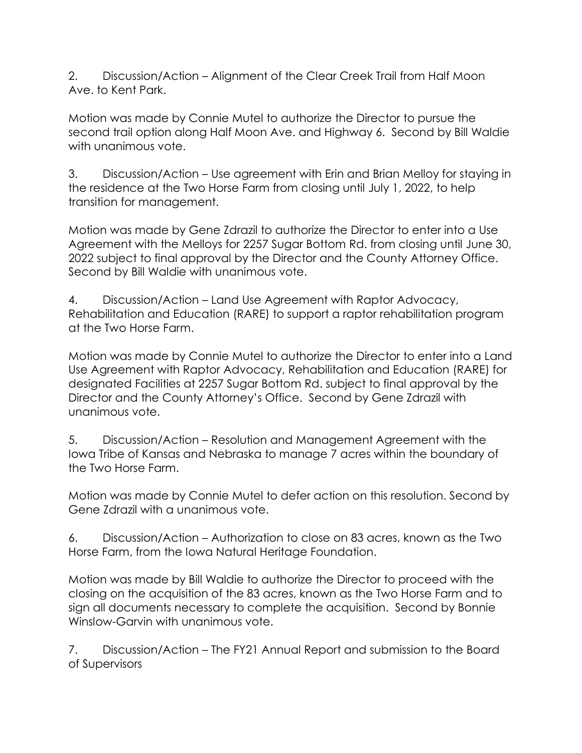2. Discussion/Action – Alignment of the Clear Creek Trail from Half Moon Ave. to Kent Park.

Motion was made by Connie Mutel to authorize the Director to pursue the second trail option along Half Moon Ave. and Highway 6. Second by Bill Waldie with unanimous vote.

3. Discussion/Action – Use agreement with Erin and Brian Melloy for staying in the residence at the Two Horse Farm from closing until July 1, 2022, to help transition for management.

Motion was made by Gene Zdrazil to authorize the Director to enter into a Use Agreement with the Melloys for 2257 Sugar Bottom Rd. from closing until June 30, 2022 subject to final approval by the Director and the County Attorney Office. Second by Bill Waldie with unanimous vote.

4. Discussion/Action – Land Use Agreement with Raptor Advocacy, Rehabilitation and Education (RARE) to support a raptor rehabilitation program at the Two Horse Farm.

Motion was made by Connie Mutel to authorize the Director to enter into a Land Use Agreement with Raptor Advocacy, Rehabilitation and Education (RARE) for designated Facilities at 2257 Sugar Bottom Rd. subject to final approval by the Director and the County Attorney's Office. Second by Gene Zdrazil with unanimous vote.

5. Discussion/Action – Resolution and Management Agreement with the Iowa Tribe of Kansas and Nebraska to manage 7 acres within the boundary of the Two Horse Farm.

Motion was made by Connie Mutel to defer action on this resolution. Second by Gene Zdrazil with a unanimous vote.

6. Discussion/Action – Authorization to close on 83 acres, known as the Two Horse Farm, from the Iowa Natural Heritage Foundation.

Motion was made by Bill Waldie to authorize the Director to proceed with the closing on the acquisition of the 83 acres, known as the Two Horse Farm and to sign all documents necessary to complete the acquisition. Second by Bonnie Winslow-Garvin with unanimous vote.

7. Discussion/Action – The FY21 Annual Report and submission to the Board of Supervisors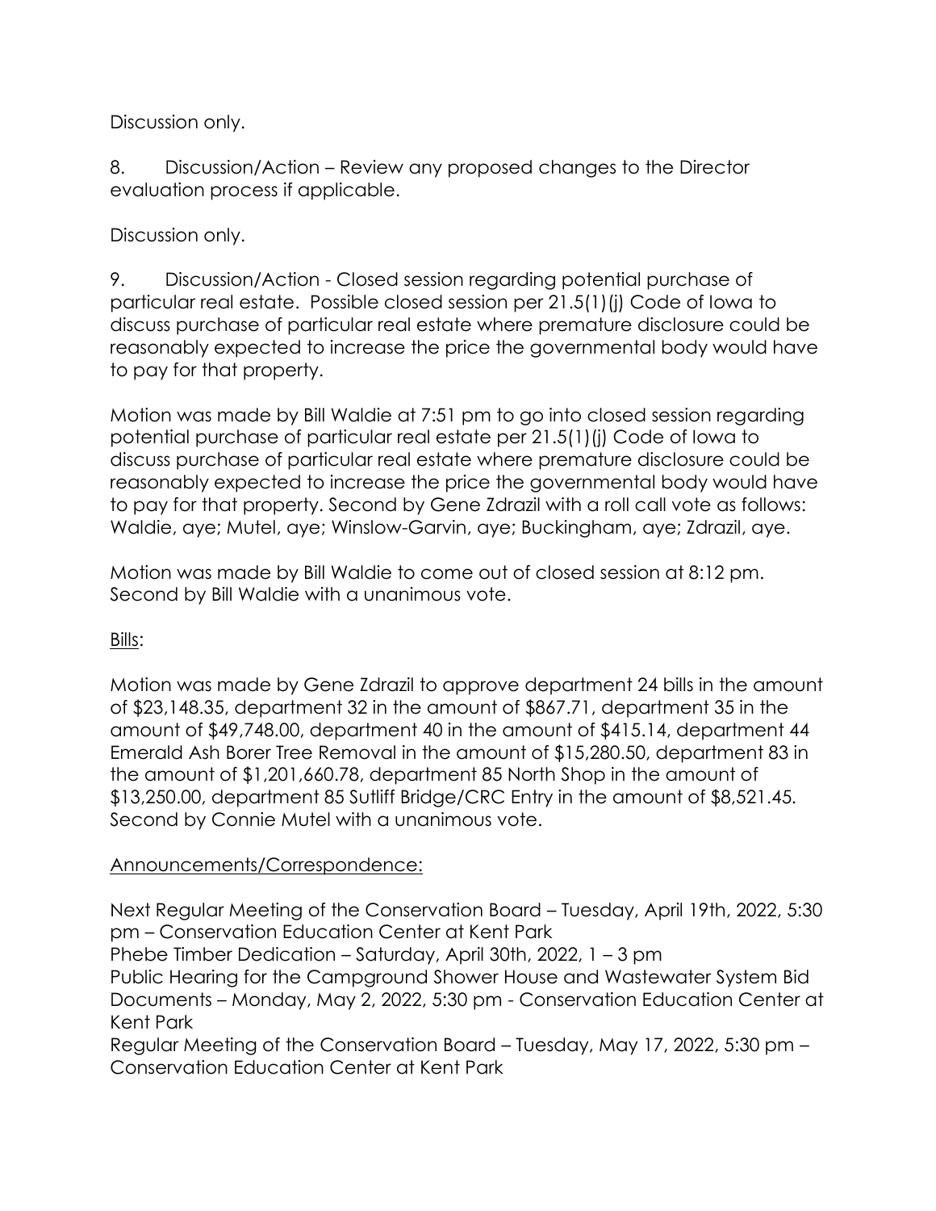Discussion only.

8. Discussion/Action – Review any proposed changes to the Director evaluation process if applicable.

Discussion only.

9. Discussion/Action - Closed session regarding potential purchase of particular real estate. Possible closed session per 21.5(1)(j) Code of Iowa to discuss purchase of particular real estate where premature disclosure could be reasonably expected to increase the price the governmental body would have to pay for that property.

Motion was made by Bill Waldie at 7:51 pm to go into closed session regarding potential purchase of particular real estate per 21.5(1)(j) Code of Iowa to discuss purchase of particular real estate where premature disclosure could be reasonably expected to increase the price the governmental body would have to pay for that property. Second by Gene Zdrazil with a roll call vote as follows: Waldie, aye; Mutel, aye; Winslow-Garvin, aye; Buckingham, aye; Zdrazil, aye.

Motion was made by Bill Waldie to come out of closed session at 8:12 pm. Second by Bill Waldie with a unanimous vote.

Bills:

Motion was made by Gene Zdrazil to approve department 24 bills in the amount of $23,148.35, department 32 in the amount of $867.71, department 35 in the amount of $49,748.00, department 40 in the amount of $415.14, department 44 Emerald Ash Borer Tree Removal in the amount of $15,280.50, department 83 in the amount of $1,201,660.78, department 85 North Shop in the amount of $13,250.00, department 85 Sutliff Bridge/CRC Entry in the amount of $8,521.45. Second by Connie Mutel with a unanimous vote.

Announcements/Correspondence:

Next Regular Meeting of the Conservation Board – Tuesday, April 19th, 2022, 5:30 pm – Conservation Education Center at Kent Park
Phebe Timber Dedication – Saturday, April 30th, 2022, 1 – 3 pm
Public Hearing for the Campground Shower House and Wastewater System Bid Documents – Monday, May 2, 2022, 5:30 pm - Conservation Education Center at Kent Park
Regular Meeting of the Conservation Board – Tuesday, May 17, 2022, 5:30 pm – Conservation Education Center at Kent Park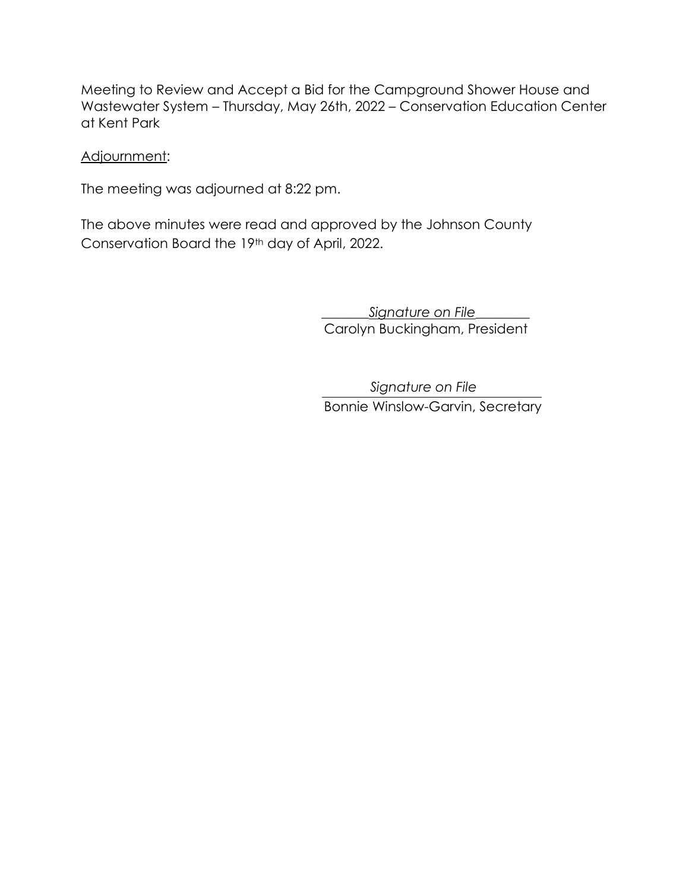Adjournment:

The meeting was adjourned at 8:22 pm.

The above minutes were read and approved by the Johnson County Conservation Board the 19th day of April, 2022.

*Signature on File*
Carolyn Buckingham, President

*Signature on File*
Bonnie Winslow-Garvin, Secretary